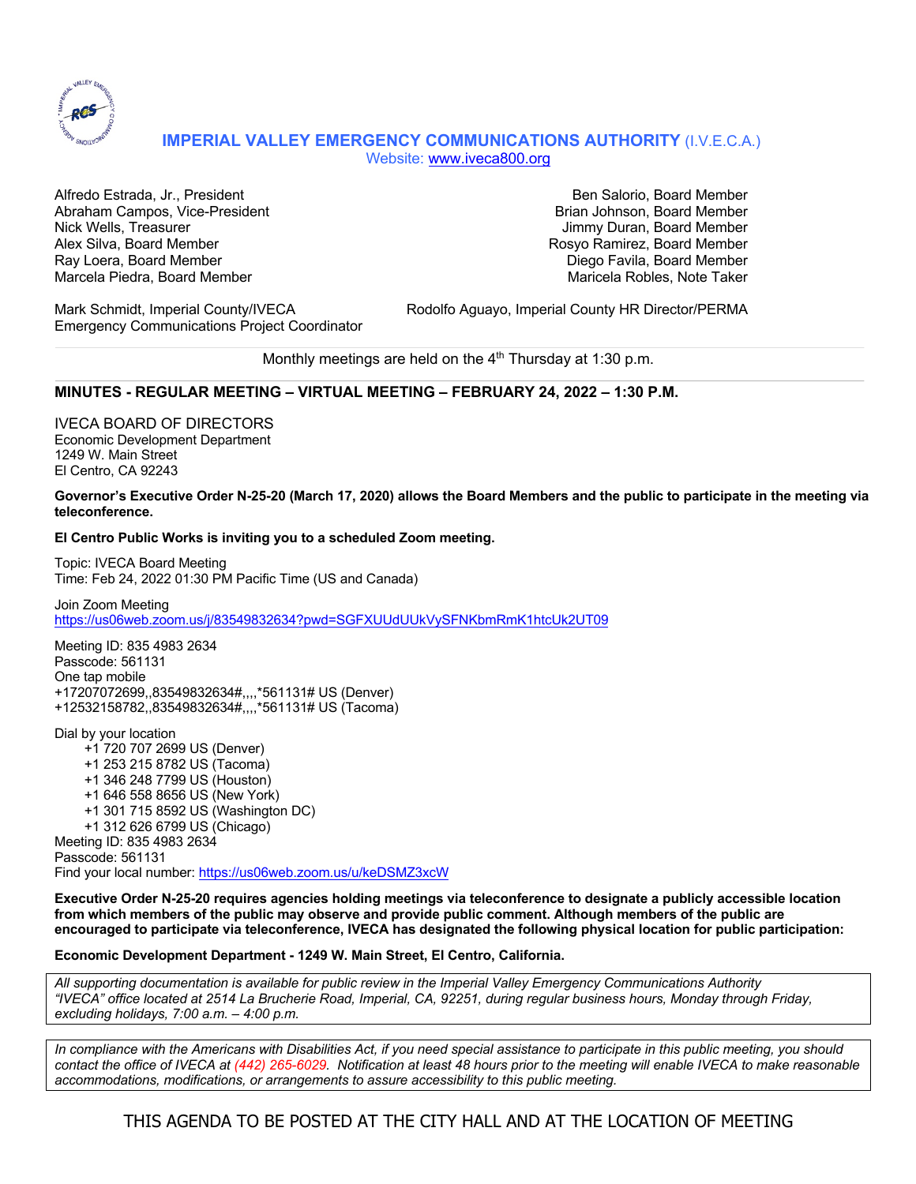# IMPERIAL VALLEY EMERGENCY COMMUNICATIONS AUTHORITY (I.V.E.C.A.)

Website: www.iveca800.org

Alfredo Estrada, Jr., President
Abraham Campos, Vice-President
Nick Wells, Treasurer
Alex Silva, Board Member
Ray Loera, Board Member
Marcela Piedra, Board Member

Ben Salorio, Board Member
Brian Johnson, Board Member
Jimmy Duran, Board Member
Rosyo Ramirez, Board Member
Diego Favila, Board Member
Maricela Robles, Note Taker

Mark Schmidt, Imperial County/IVECA
Emergency Communications Project Coordinator

Rodolfo Aguayo, Imperial County HR Director/PERMA

Monthly meetings are held on the 4th Thursday at 1:30 p.m.

## MINUTES - REGULAR MEETING – VIRTUAL MEETING – FEBRUARY 24, 2022 – 1:30 P.M.

IVECA BOARD OF DIRECTORS
Economic Development Department
1249 W. Main Street
El Centro, CA 92243

**Governor's Executive Order N-25-20 (March 17, 2020) allows the Board Members and the public to participate in the meeting via teleconference.**

**El Centro Public Works is inviting you to a scheduled Zoom meeting.**

Topic: IVECA Board Meeting
Time: Feb 24, 2022 01:30 PM Pacific Time (US and Canada)

Join Zoom Meeting
https://us06web.zoom.us/j/83549832634?pwd=SGFXUUdUUkVySFNKbmRmK1htcUk2UT09

Meeting ID: 835 4983 2634
Passcode: 561131
One tap mobile
+17207072699,,83549832634#,,,,*561131# US (Denver)
+12532158782,,83549832634#,,,,*561131# US (Tacoma)

Dial by your location
- +1 720 707 2699 US (Denver)
- +1 253 215 8782 US (Tacoma)
- +1 346 248 7799 US (Houston)
- +1 646 558 8656 US (New York)
- +1 301 715 8592 US (Washington DC)
- +1 312 626 6799 US (Chicago)

Meeting ID: 835 4983 2634
Passcode: 561131
Find your local number: https://us06web.zoom.us/u/keDSMZ3xcW

**Executive Order N-25-20 requires agencies holding meetings via teleconference to designate a publicly accessible location from which members of the public may observe and provide public comment. Although members of the public are encouraged to participate via teleconference, IVECA has designated the following physical location for public participation:**

**Economic Development Department - 1249 W. Main Street, El Centro, California.**

*All supporting documentation is available for public review in the Imperial Valley Emergency Communications Authority "IVECA" office located at 2514 La Brucherie Road, Imperial, CA, 92251, during regular business hours, Monday through Friday, excluding holidays, 7:00 a.m. – 4:00 p.m.*

*In compliance with the Americans with Disabilities Act, if you need special assistance to participate in this public meeting, you should contact the office of IVECA at (442) 265-6029. Notification at least 48 hours prior to the meeting will enable IVECA to make reasonable accommodations, modifications, or arrangements to assure accessibility to this public meeting.*

THIS AGENDA TO BE POSTED AT THE CITY HALL AND AT THE LOCATION OF MEETING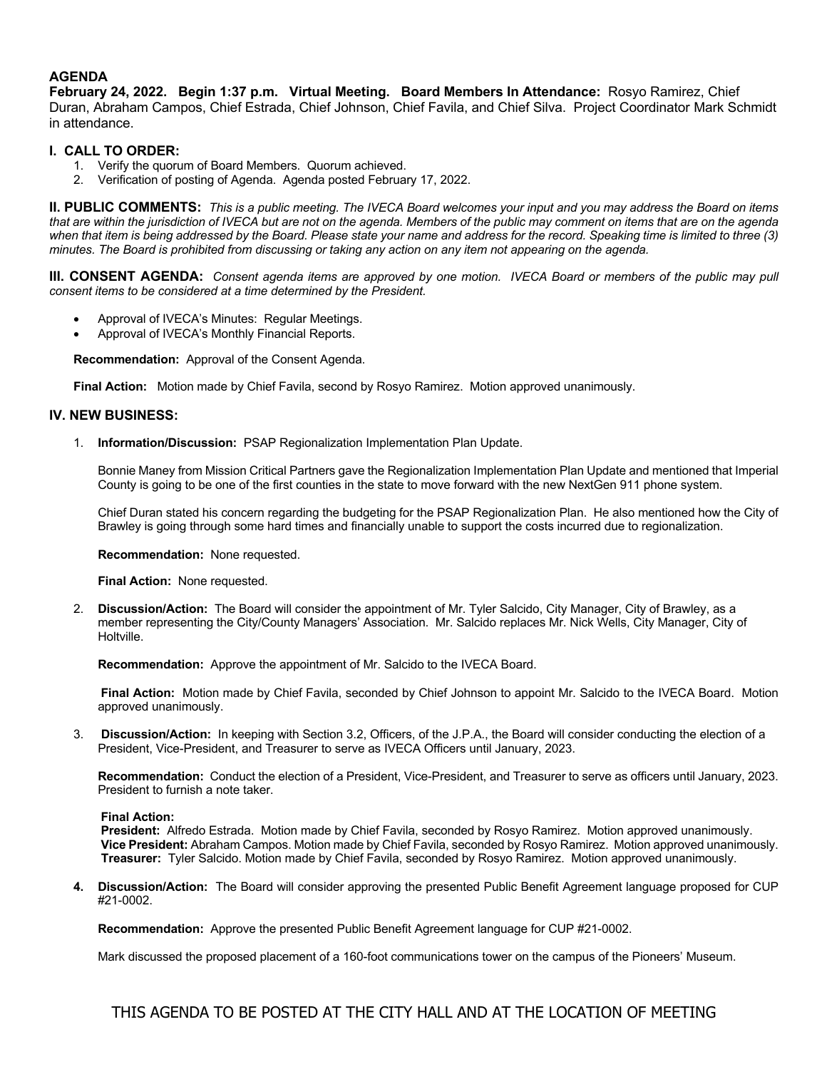## AGENDA

**February 24, 2022. Begin 1:37 p.m. Virtual Meeting. Board Members In Attendance:** Rosyo Ramirez, Chief Duran, Abraham Campos, Chief Estrada, Chief Johnson, Chief Favila, and Chief Silva. Project Coordinator Mark Schmidt in attendance.

### I. CALL TO ORDER:

1. Verify the quorum of Board Members. Quorum achieved.
2. Verification of posting of Agenda. Agenda posted February 17, 2022.

**II. PUBLIC COMMENTS:** *This is a public meeting. The IVECA Board welcomes your input and you may address the Board on items that are within the jurisdiction of IVECA but are not on the agenda. Members of the public may comment on items that are on the agenda when that item is being addressed by the Board. Please state your name and address for the record. Speaking time is limited to three (3) minutes. The Board is prohibited from discussing or taking any action on any item not appearing on the agenda.*

**III. CONSENT AGENDA:** *Consent agenda items are approved by one motion. IVECA Board or members of the public may pull consent items to be considered at a time determined by the President.*

- Approval of IVECA's Minutes: Regular Meetings.
- Approval of IVECA's Monthly Financial Reports.

**Recommendation:** Approval of the Consent Agenda.

**Final Action:** Motion made by Chief Favila, second by Rosyo Ramirez. Motion approved unanimously.

### IV. NEW BUSINESS:

1. **Information/Discussion:** PSAP Regionalization Implementation Plan Update.

   Bonnie Maney from Mission Critical Partners gave the Regionalization Implementation Plan Update and mentioned that Imperial County is going to be one of the first counties in the state to move forward with the new NextGen 911 phone system.

   Chief Duran stated his concern regarding the budgeting for the PSAP Regionalization Plan. He also mentioned how the City of Brawley is going through some hard times and financially unable to support the costs incurred due to regionalization.

   **Recommendation:** None requested.

   **Final Action:** None requested.

2. **Discussion/Action:** The Board will consider the appointment of Mr. Tyler Salcido, City Manager, City of Brawley, as a member representing the City/County Managers' Association. Mr. Salcido replaces Mr. Nick Wells, City Manager, City of Holtville.

   **Recommendation:** Approve the appointment of Mr. Salcido to the IVECA Board.

   **Final Action:** Motion made by Chief Favila, seconded by Chief Johnson to appoint Mr. Salcido to the IVECA Board. Motion approved unanimously.

3. **Discussion/Action:** In keeping with Section 3.2, Officers, of the J.P.A., the Board will consider conducting the election of a President, Vice-President, and Treasurer to serve as IVECA Officers until January, 2023.

   **Recommendation:** Conduct the election of a President, Vice-President, and Treasurer to serve as officers until January, 2023. President to furnish a note taker.

   **Final Action:**
   **President:** Alfredo Estrada. Motion made by Chief Favila, seconded by Rosyo Ramirez. Motion approved unanimously.
   **Vice President:** Abraham Campos. Motion made by Chief Favila, seconded by Rosyo Ramirez. Motion approved unanimously.
   **Treasurer:** Tyler Salcido. Motion made by Chief Favila, seconded by Rosyo Ramirez. Motion approved unanimously.

4. **Discussion/Action:** The Board will consider approving the presented Public Benefit Agreement language proposed for CUP #21-0002.

   **Recommendation:** Approve the presented Public Benefit Agreement language for CUP #21-0002.

   Mark discussed the proposed placement of a 160-foot communications tower on the campus of the Pioneers' Museum.

THIS AGENDA TO BE POSTED AT THE CITY HALL AND AT THE LOCATION OF MEETING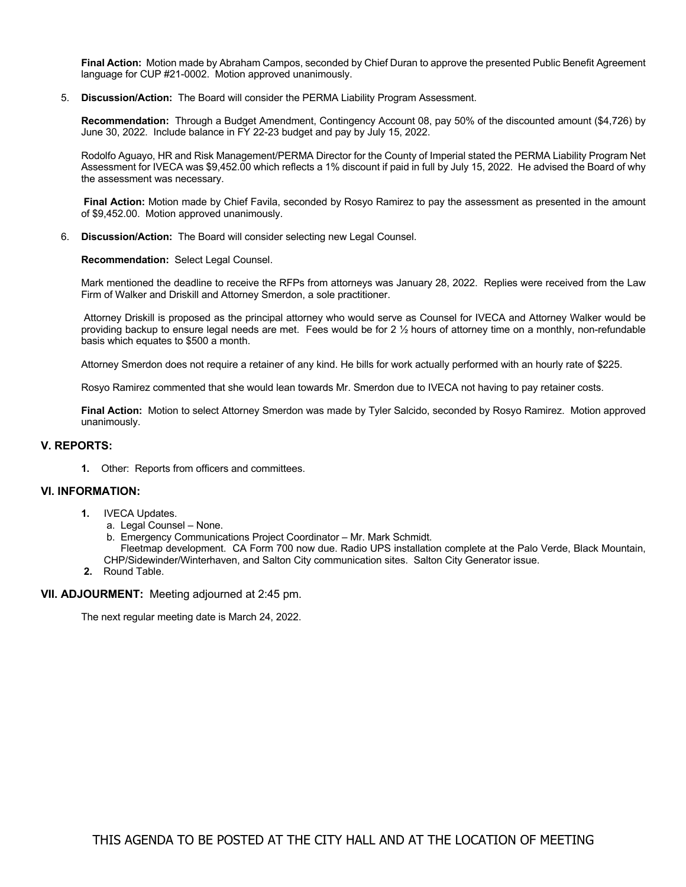**Final Action:** Motion made by Abraham Campos, seconded by Chief Duran to approve the presented Public Benefit Agreement language for CUP #21-0002. Motion approved unanimously.

5. **Discussion/Action:** The Board will consider the PERMA Liability Program Assessment.

   **Recommendation:** Through a Budget Amendment, Contingency Account 08, pay 50% of the discounted amount ($4,726) by June 30, 2022. Include balance in FY 22-23 budget and pay by July 15, 2022.

   Rodolfo Aguayo, HR and Risk Management/PERMA Director for the County of Imperial stated the PERMA Liability Program Net Assessment for IVECA was $9,452.00 which reflects a 1% discount if paid in full by July 15, 2022. He advised the Board of why the assessment was necessary.

   **Final Action:** Motion made by Chief Favila, seconded by Rosyo Ramirez to pay the assessment as presented in the amount of $9,452.00. Motion approved unanimously.

6. **Discussion/Action:** The Board will consider selecting new Legal Counsel.

   **Recommendation:** Select Legal Counsel.

   Mark mentioned the deadline to receive the RFPs from attorneys was January 28, 2022. Replies were received from the Law Firm of Walker and Driskill and Attorney Smerdon, a sole practitioner.

   Attorney Driskill is proposed as the principal attorney who would serve as Counsel for IVECA and Attorney Walker would be providing backup to ensure legal needs are met. Fees would be for 2 ½ hours of attorney time on a monthly, non-refundable basis which equates to $500 a month.

   Attorney Smerdon does not require a retainer of any kind. He bills for work actually performed with an hourly rate of $225.

   Rosyo Ramirez commented that she would lean towards Mr. Smerdon due to IVECA not having to pay retainer costs.

   **Final Action:** Motion to select Attorney Smerdon was made by Tyler Salcido, seconded by Rosyo Ramirez. Motion approved unanimously.

## V. REPORTS:

1. Other: Reports from officers and committees.

## VI. INFORMATION:

1. IVECA Updates.
   a. Legal Counsel – None.
   b. Emergency Communications Project Coordinator – Mr. Mark Schmidt.
   Fleetmap development. CA Form 700 now due. Radio UPS installation complete at the Palo Verde, Black Mountain, CHP/Sidewinder/Winterhaven, and Salton City communication sites. Salton City Generator issue.
2. Round Table.

## VII. ADJOURMENT: Meeting adjourned at 2:45 pm.

The next regular meeting date is March 24, 2022.

THIS AGENDA TO BE POSTED AT THE CITY HALL AND AT THE LOCATION OF MEETING